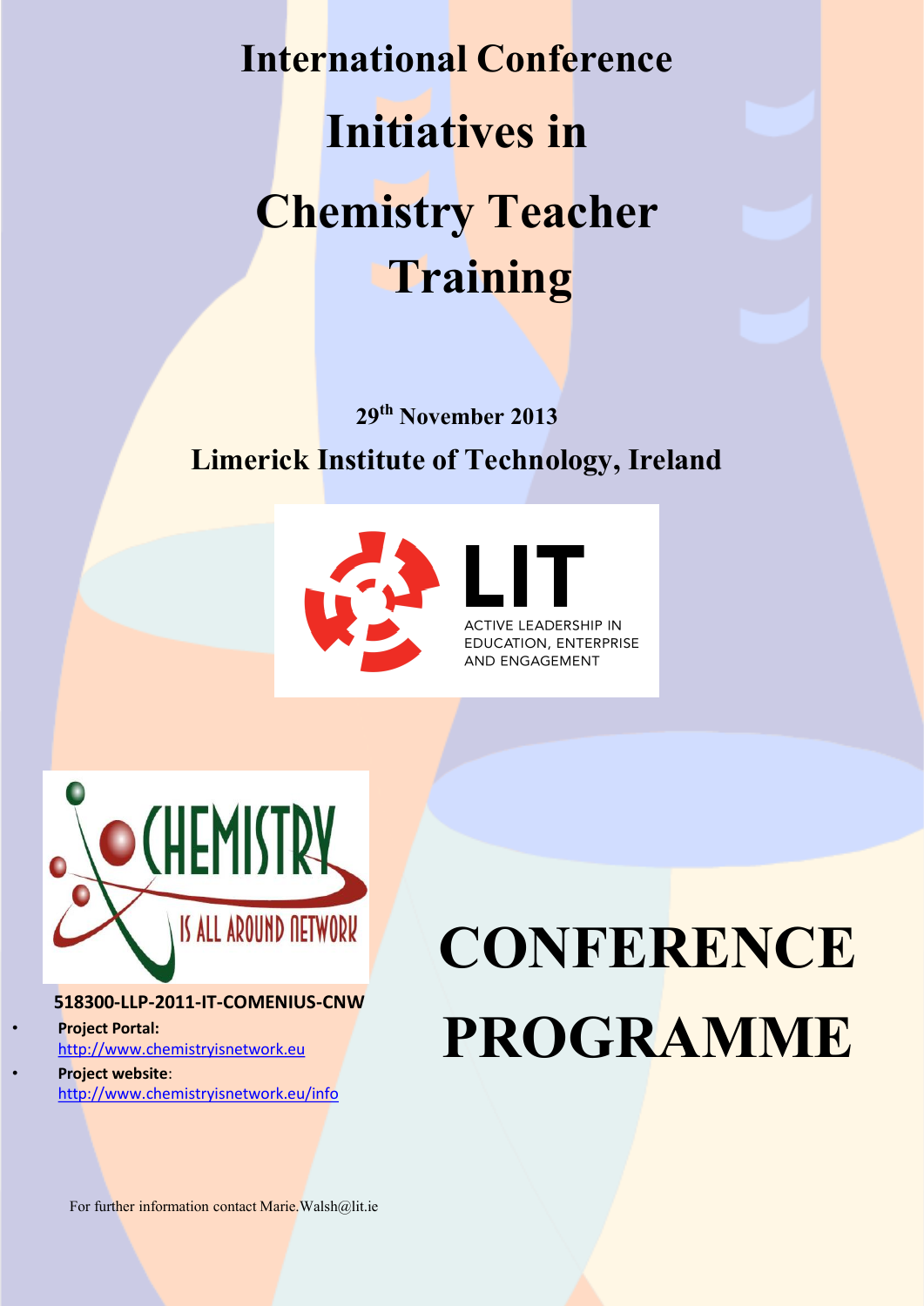# International Conference

# Initiatives in Chemistry Teacher Training

**29th November 2013**

**Limerick Institute of Technology, Ireland**

LIT

ACTIVE LEADERSHIP IN EDUCATION, ENTERPRISE AND ENGAGEMENT

CHEMISTRY IS ALL AROUND NETWORK

**518300-LLP-2011-IT-COMENIUS-CNW**

- **Project Portal:** http://www.chemistryisnetwork.eu
- **Project website**: http://www.chemistryisnetwork.eu/info

# CONFERENCE PROGRAMME

For further information contact Marie.Walsh@lit.ie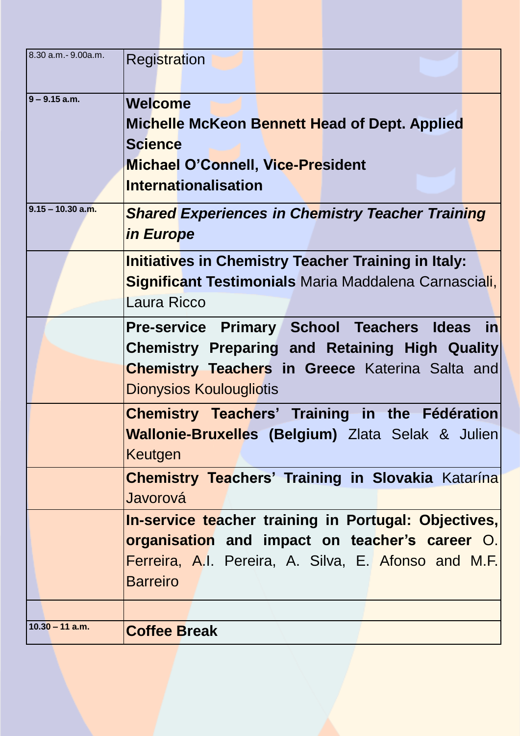| | |
|---|---|
| 8.30 a.m.- 9.00a.m. | Registration |
| **9 – 9.15 a.m.** | **Welcome**<br>**Michelle McKeon Bennett Head of Dept. Applied Science**<br>**Michael O'Connell, Vice-President Internationalisation** |
| **9.15 – 10.30 a.m.** | ***Shared Experiences in Chemistry Teacher Training in Europe*** |
| | **Initiatives in Chemistry Teacher Training in Italy: Significant Testimonials** Maria Maddalena Carnasciali, Laura Ricco |
| | **Pre-service Primary School Teachers Ideas in Chemistry Preparing and Retaining High Quality Chemistry Teachers in Greece** Katerina Salta and Dionysios Koulougliotis |
| | **Chemistry Teachers' Training in the Fédération Wallonie-Bruxelles (Belgium)** Zlata Selak & Julien Keutgen |
| | **Chemistry Teachers' Training in Slovakia** Katarína Javorová |
| | **In-service teacher training in Portugal: Objectives, organisation and impact on teacher's career** O. Ferreira, A.I. Pereira, A. Silva, E. Afonso and M.F. Barreiro |
| | |
| **10.30 – 11 a.m.** | **Coffee Break** |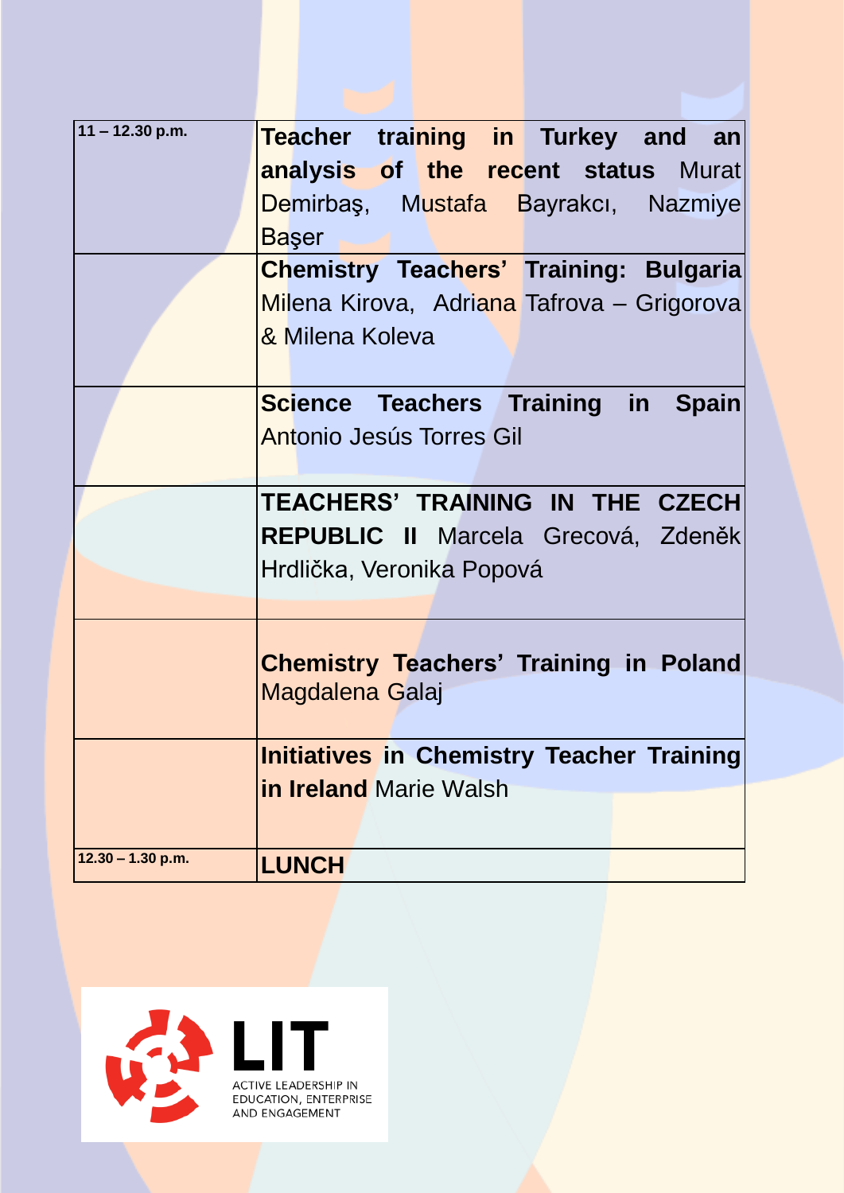| 11 – 12.30 p.m. | **Teacher training in Turkey and an analysis of the recent status** Murat Demirbaş, Mustafa Bayrakcı, Nazmiye Başer |
|---|---|
| | **Chemistry Teachers' Training: Bulgaria** Milena Kirova, Adriana Tafrova – Grigorova & Milena Koleva |
| | **Science Teachers Training in Spain** Antonio Jesús Torres Gil |
| | **TEACHERS' TRAINING IN THE CZECH REPUBLIC II** Marcela Grecová, Zdeněk Hrdlička, Veronika Popová |
| | **Chemistry Teachers' Training in Poland** Magdalena Galaj |
| | **Initiatives in Chemistry Teacher Training in Ireland** Marie Walsh |
| 12.30 – 1.30 p.m. | **LUNCH** |

LIT
ACTIVE LEADERSHIP IN EDUCATION, ENTERPRISE AND ENGAGEMENT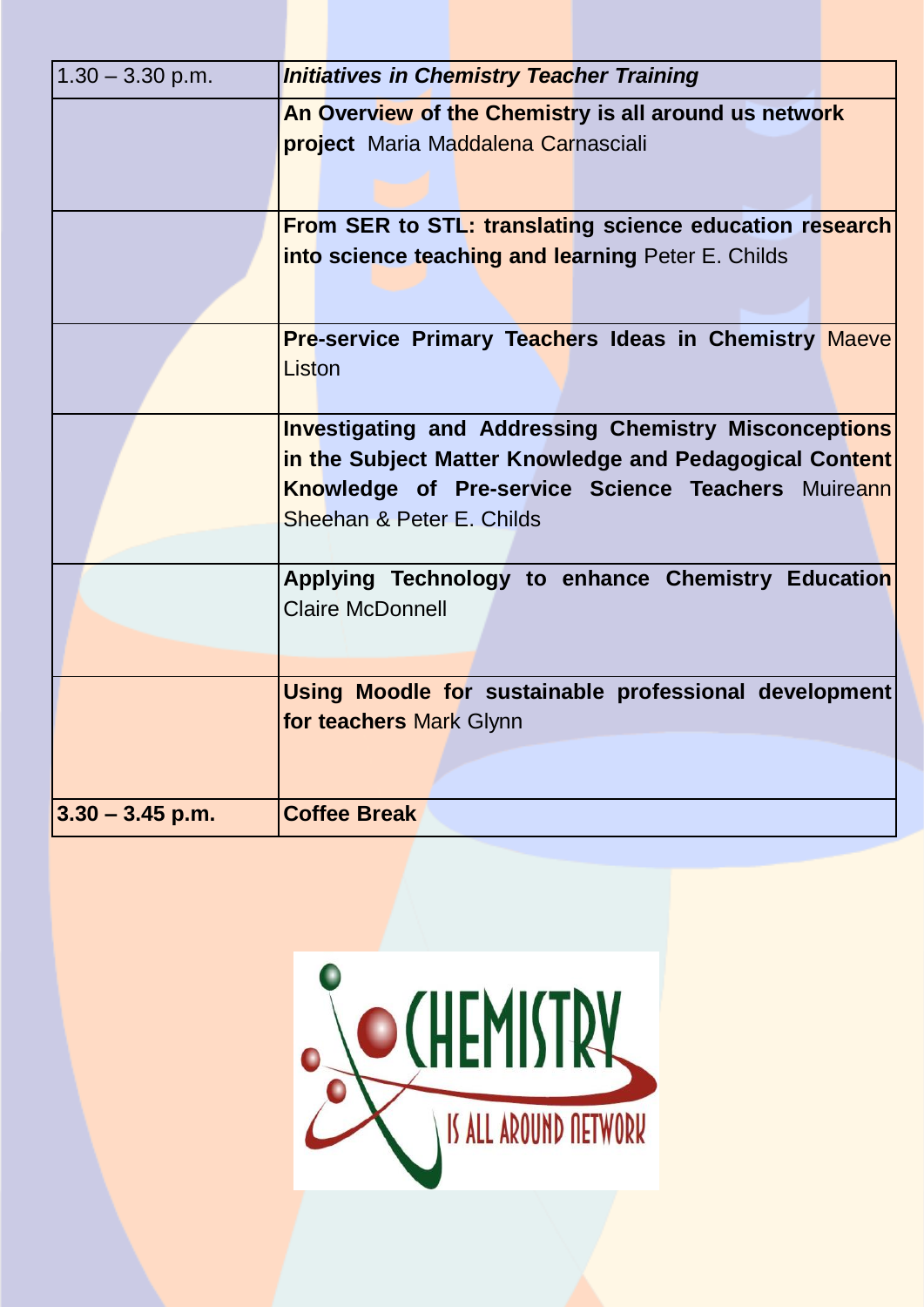| 1.30 – 3.30 p.m. | ***Initiatives in Chemistry Teacher Training*** |
|---|---|
| | **An Overview of the Chemistry is all around us network project** Maria Maddalena Carnasciali |
| | **From SER to STL: translating science education research into science teaching and learning** Peter E. Childs |
| | **Pre-service Primary Teachers Ideas in Chemistry** Maeve Liston |
| | **Investigating and Addressing Chemistry Misconceptions in the Subject Matter Knowledge and Pedagogical Content Knowledge of Pre-service Science Teachers** Muireann Sheehan & Peter E. Childs |
| | **Applying Technology to enhance Chemistry Education** Claire McDonnell |
| | **Using Moodle for sustainable professional development for teachers** Mark Glynn |
| **3.30 – 3.45 p.m.** | **Coffee Break** |

CHEMISTRY IS ALL AROUND NETWORK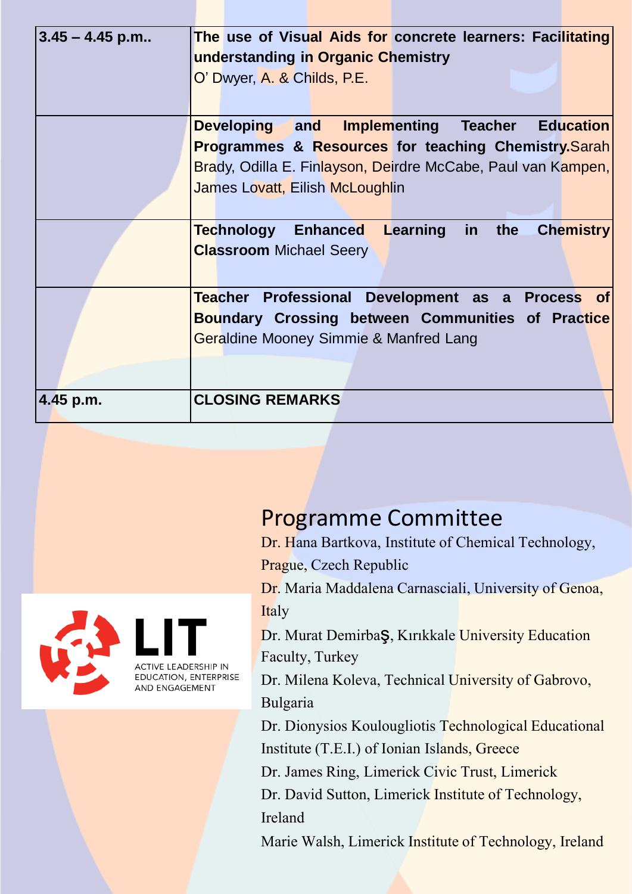| | |
|---|---|
| 3.45 – 4.45 p.m.. | **The use of Visual Aids for concrete learners: Facilitating understanding in Organic Chemistry** O' Dwyer, A. & Childs, P.E. |
| | **Developing and Implementing Teacher Education Programmes & Resources for teaching Chemistry.** Sarah Brady, Odilla E. Finlayson, Deirdre McCabe, Paul van Kampen, James Lovatt, Eilish McLoughlin |
| | **Technology Enhanced Learning in the Chemistry Classroom** Michael Seery |
| | **Teacher Professional Development as a Process of Boundary Crossing between Communities of Practice** Geraldine Mooney Simmie & Manfred Lang |
| 4.45 p.m. | **CLOSING REMARKS** |

LIT
ACTIVE LEADERSHIP IN EDUCATION, ENTERPRISE AND ENGAGEMENT

## Programme Committee

Dr. Hana Bartkova, Institute of Chemical Technology, Prague, Czech Republic

Dr. Maria Maddalena Carnasciali, University of Genoa, Italy

Dr. Murat Demirbaş, Kırıkkale University Education Faculty, Turkey

Dr. Milena Koleva, Technical University of Gabrovo, Bulgaria

Dr. Dionysios Koulougliotis Technological Educational Institute (T.E.I.) of Ionian Islands, Greece

Dr. James Ring, Limerick Civic Trust, Limerick

Dr. David Sutton, Limerick Institute of Technology, Ireland

Marie Walsh, Limerick Institute of Technology, Ireland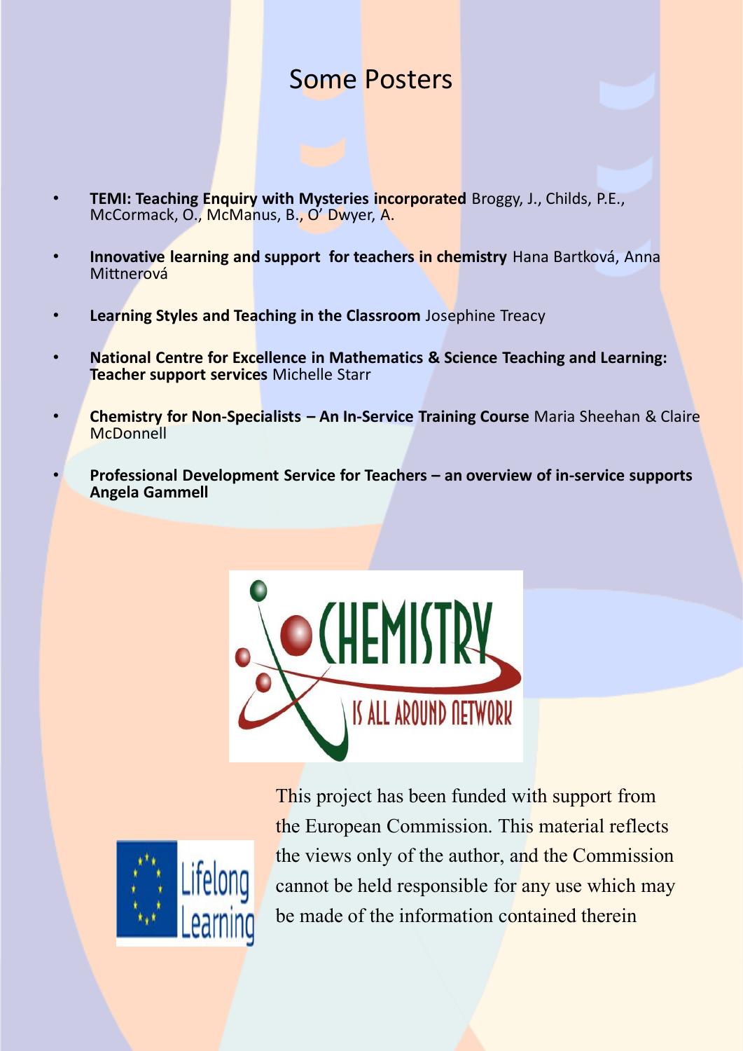# Some Posters

- **TEMI: Teaching Enquiry with Mysteries incorporated** Broggy, J., Childs, P.E., McCormack, O., McManus, B., O' Dwyer, A.
- **Innovative learning and support for teachers in chemistry** Hana Bartková, Anna Mittnerová
- **Learning Styles and Teaching in the Classroom** Josephine Treacy
- **National Centre for Excellence in Mathematics & Science Teaching and Learning: Teacher support services** Michelle Starr
- **Chemistry for Non-Specialists – An In-Service Training Course** Maria Sheehan & Claire McDonnell
- **Professional Development Service for Teachers – an overview of in-service supports Angela Gammell**

CHEMISTRY IS ALL AROUND NETWORK

Lifelong Learning

This project has been funded with support from the European Commission. This material reflects the views only of the author, and the Commission cannot be held responsible for any use which may be made of the information contained therein